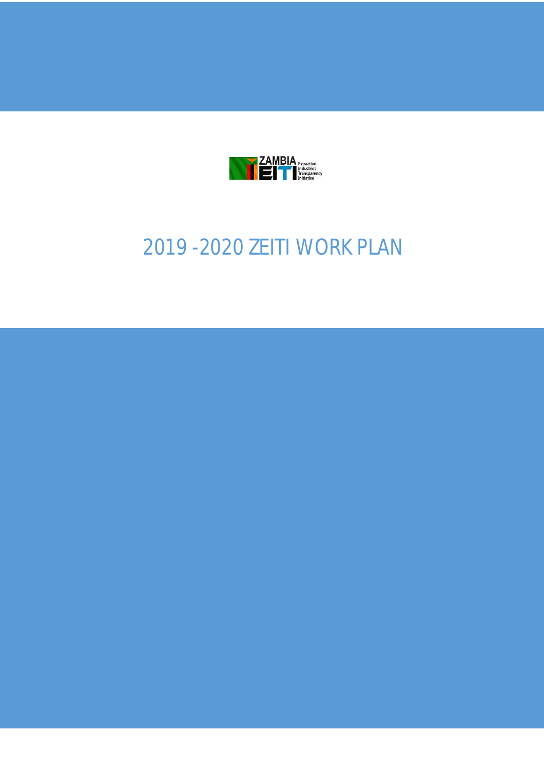ZAMBIA EITI Extractive Industries Transparency Initiative

# 2019 -2020 ZEITI WORK PLAN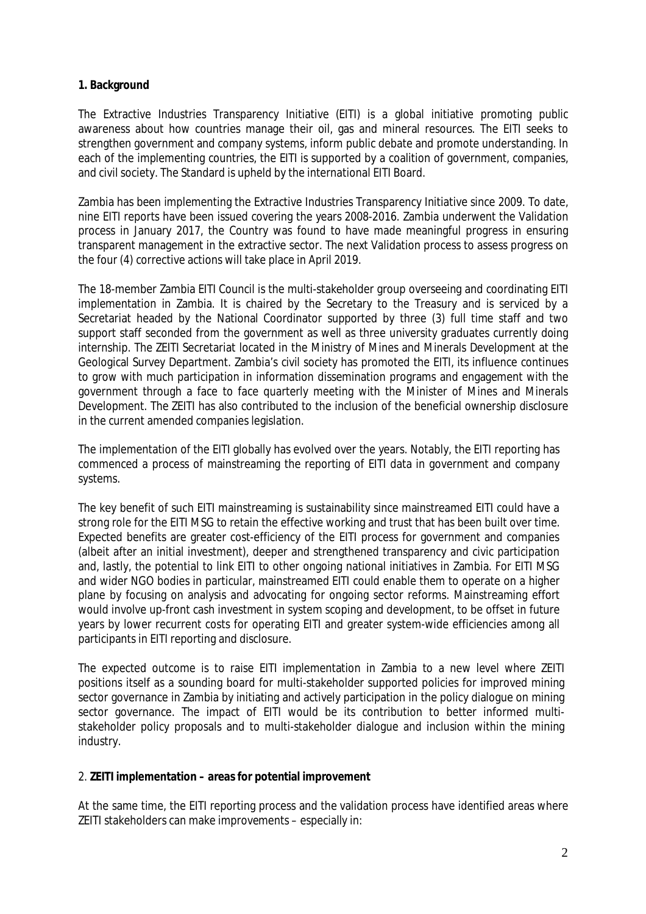**1. Background**

The Extractive Industries Transparency Initiative (EITI) is a global initiative promoting public awareness about how countries manage their oil, gas and mineral resources. The EITI seeks to strengthen government and company systems, inform public debate and promote understanding. In each of the implementing countries, the EITI is supported by a coalition of government, companies, and civil society. The Standard is upheld by the international EITI Board.

Zambia has been implementing the Extractive Industries Transparency Initiative since 2009. To date, nine EITI reports have been issued covering the years 2008-2016. Zambia underwent the Validation process in January 2017, the Country was found to have made meaningful progress in ensuring transparent management in the extractive sector. The next Validation process to assess progress on the four (4) corrective actions will take place in April 2019.

The 18-member Zambia EITI Council is the multi-stakeholder group overseeing and coordinating EITI implementation in Zambia. It is chaired by the Secretary to the Treasury and is serviced by a Secretariat headed by the National Coordinator supported by three (3) full time staff and two support staff seconded from the government as well as three university graduates currently doing internship. The ZEITI Secretariat located in the Ministry of Mines and Minerals Development at the Geological Survey Department. Zambia's civil society has promoted the EITI, its influence continues to grow with much participation in information dissemination programs and engagement with the government through a face to face quarterly meeting with the Minister of Mines and Minerals Development. The ZEITI has also contributed to the inclusion of the beneficial ownership disclosure in the current amended companies legislation.

The implementation of the EITI globally has evolved over the years. Notably, the EITI reporting has commenced a process of mainstreaming the reporting of EITI data in government and company systems.

The key benefit of such EITI mainstreaming is sustainability since mainstreamed EITI could have a strong role for the EITI MSG to retain the effective working and trust that has been built over time. Expected benefits are greater cost-efficiency of the EITI process for government and companies (albeit after an initial investment), deeper and strengthened transparency and civic participation and, lastly, the potential to link EITI to other ongoing national initiatives in Zambia. For EITI MSG and wider NGO bodies in particular, mainstreamed EITI could enable them to operate on a higher plane by focusing on analysis and advocating for ongoing sector reforms. Mainstreaming effort would involve up-front cash investment in system scoping and development, to be offset in future years by lower recurrent costs for operating EITI and greater system-wide efficiencies among all participants in EITI reporting and disclosure.

The expected outcome is to raise EITI implementation in Zambia to a new level where ZEITI positions itself as a sounding board for multi-stakeholder supported policies for improved mining sector governance in Zambia by initiating and actively participation in the policy dialogue on mining sector governance. The impact of EITI would be its contribution to better informed multi-stakeholder policy proposals and to multi-stakeholder dialogue and inclusion within the mining industry.

2. **ZEITI implementation – areas for potential improvement**

At the same time, the EITI reporting process and the validation process have identified areas where ZEITI stakeholders can make improvements – especially in: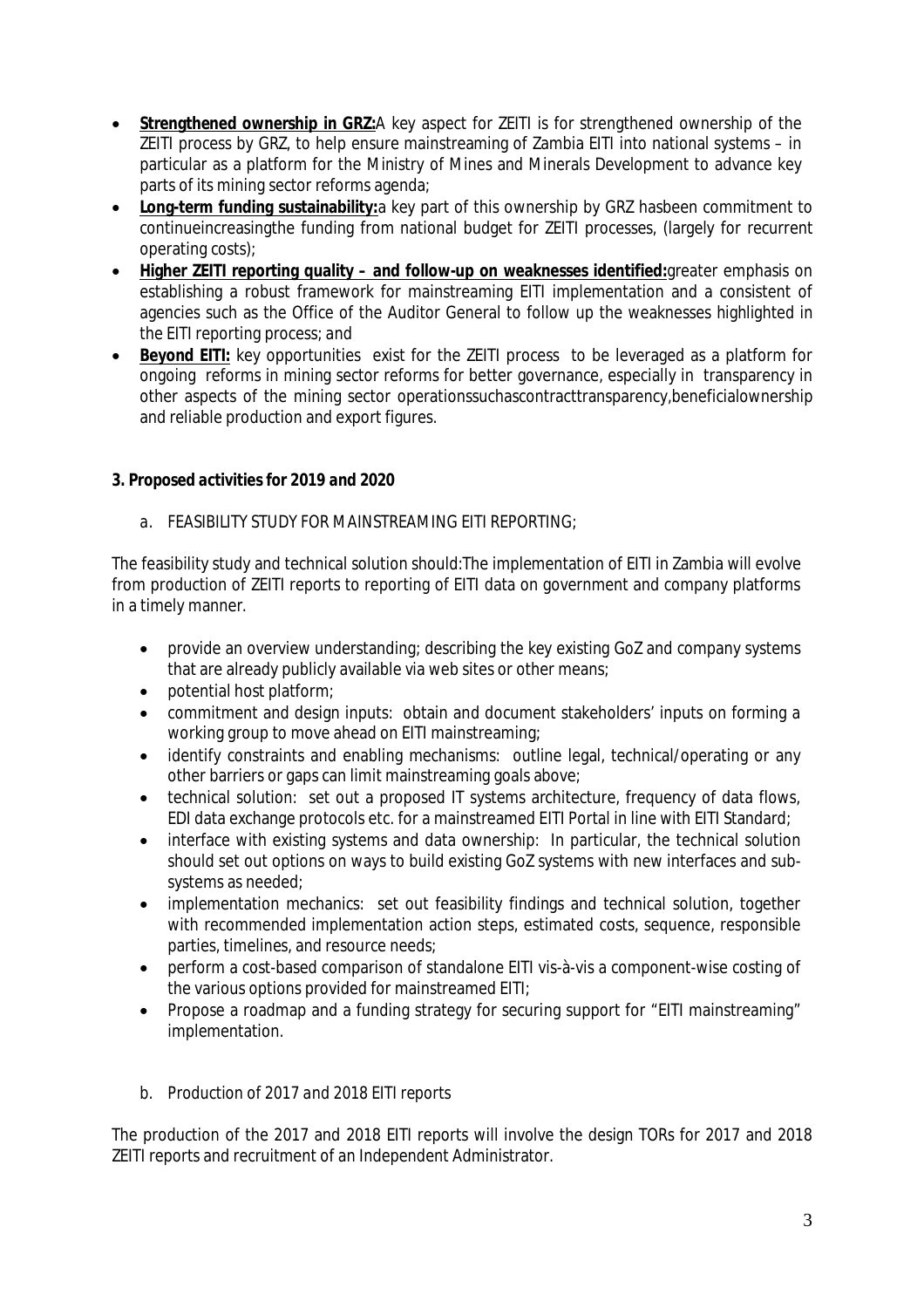- **Strengthened ownership in GRZ:** A key aspect for ZEITI is for strengthened ownership of the ZEITI process by GRZ, to help ensure mainstreaming of Zambia EITI into national systems – in particular as a platform for the Ministry of Mines and Minerals Development to advance key parts of its mining sector reforms agenda;
- **Long-term funding sustainability:** a key part of this ownership by GRZ hasbeen commitment to continueincreasingthe funding from national budget for ZEITI processes, (largely for recurrent operating costs);
- **Higher ZEITI reporting quality – and follow-up on weaknesses identified:** greater emphasis on establishing a robust framework for mainstreaming EITI implementation and a consistent of agencies such as the Office of the Auditor General to follow up the weaknesses highlighted in the EITI reporting process; and
- **Beyond EITI:** key opportunities exist for the ZEITI process to be leveraged as a platform for ongoing reforms in mining sector reforms for better governance, especially in transparency in other aspects of the mining sector operationssuchascontracttransparency,beneficialownership and reliable production and export figures.

### 3. Proposed activities for 2019 and 2020

a. FEASIBILITY STUDY FOR MAINSTREAMING EITI REPORTING;

The feasibility study and technical solution should:The implementation of EITI in Zambia will evolve from production of ZEITI reports to reporting of EITI data on government and company platforms in a timely manner.

- provide an overview understanding; describing the key existing GoZ and company systems that are already publicly available via web sites or other means;
- potential host platform;
- commitment and design inputs: obtain and document stakeholders' inputs on forming a working group to move ahead on EITI mainstreaming;
- identify constraints and enabling mechanisms: outline legal, technical/operating or any other barriers or gaps can limit mainstreaming goals above;
- technical solution: set out a proposed IT systems architecture, frequency of data flows, EDI data exchange protocols etc. for a mainstreamed EITI Portal in line with EITI Standard;
- interface with existing systems and data ownership: In particular, the technical solution should set out options on ways to build existing GoZ systems with new interfaces and sub-systems as needed;
- implementation mechanics: set out feasibility findings and technical solution, together with recommended implementation action steps, estimated costs, sequence, responsible parties, timelines, and resource needs;
- perform a cost-based comparison of standalone EITI vis-à-vis a component-wise costing of the various options provided for mainstreamed EITI;
- Propose a roadmap and a funding strategy for securing support for "EITI mainstreaming" implementation.

b. Production of 2017 and 2018 EITI reports

The production of the 2017 and 2018 EITI reports will involve the design TORs for 2017 and 2018 ZEITI reports and recruitment of an Independent Administrator.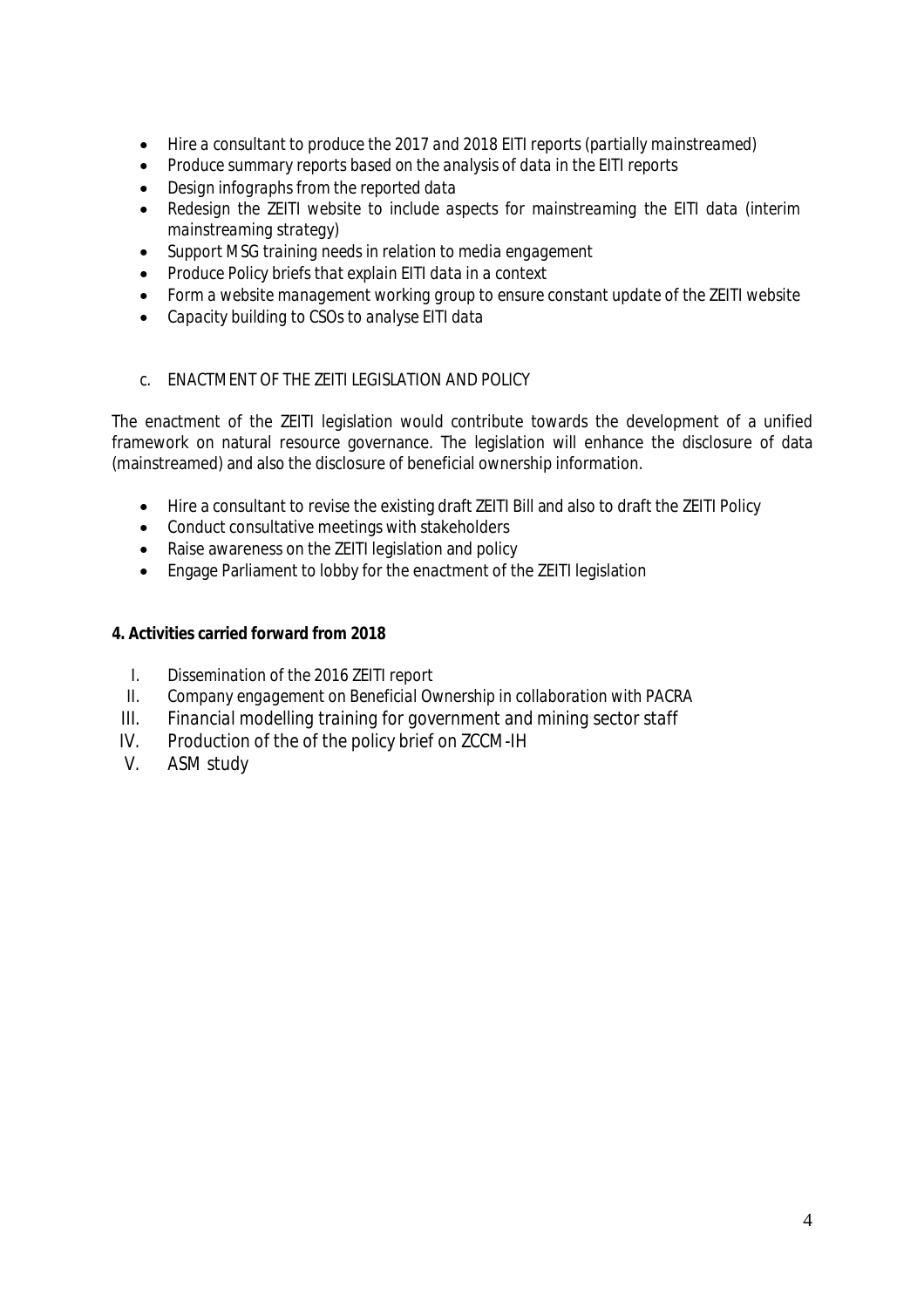- Hire a consultant to produce the 2017 and 2018 EITI reports (partially mainstreamed)
- Produce summary reports based on the analysis of data in the EITI reports
- Design infographs from the reported data
- Redesign the ZEITI website to include aspects for mainstreaming the EITI data (interim mainstreaming strategy)
- Support MSG training needs in relation to media engagement
- Produce Policy briefs that explain EITI data in a context
- Form a website management working group to ensure constant update of the ZEITI website
- Capacity building to CSOs to analyse EITI data

c. ENACTMENT OF THE ZEITI LEGISLATION AND POLICY

The enactment of the ZEITI legislation would contribute towards the development of a unified framework on natural resource governance. The legislation will enhance the disclosure of data (mainstreamed) and also the disclosure of beneficial ownership information.

- Hire a consultant to revise the existing draft ZEITI Bill and also to draft the ZEITI Policy
- Conduct consultative meetings with stakeholders
- Raise awareness on the ZEITI legislation and policy
- Engage Parliament to lobby for the enactment of the ZEITI legislation

**4. Activities carried forward from 2018**

I. Dissemination of the 2016 ZEITI report
II. Company engagement on Beneficial Ownership in collaboration with PACRA
III. Financial modelling training for government and mining sector staff
IV. Production of the of the policy brief on ZCCM-IH
V. ASM study